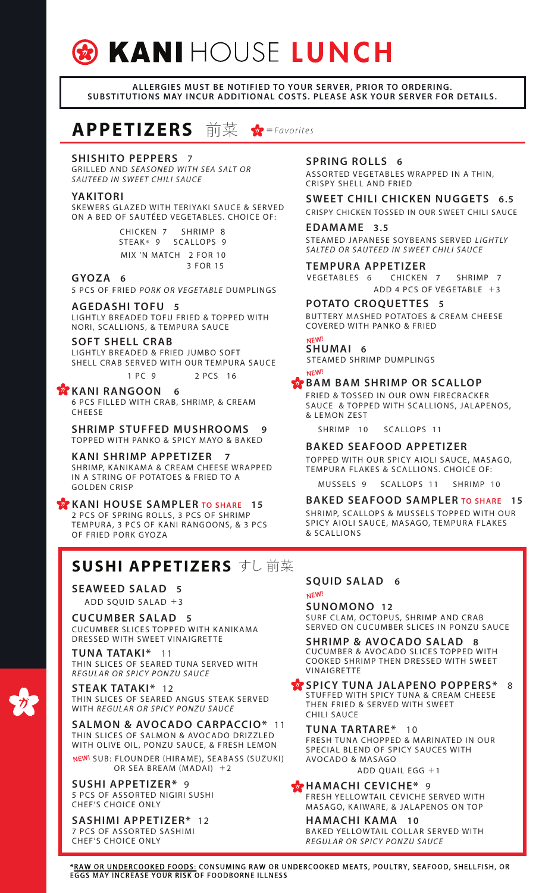# KANI HOUSE LUNCH

**ALLERGIES MUST BE NOTIFIED TO YOUR SERVER, PRIOR TO ORDERING.**
**SUBSTITUTIONS MAY INCUR ADDITIONAL COSTS. PLEASE ASK YOUR SERVER FOR DETAILS.**

## APPETIZERS 前菜

*= Favorites*

### SHISHITO PEPPERS 7
GRILLED AND *SEASONED WITH SEA SALT OR SAUTEED IN SWEET CHILI SAUCE*

### YAKITORI
SKEWERS GLAZED WITH TERIYAKI SAUCE & SERVED ON A BED OF SAUTÉED VEGETABLES. CHOICE OF:

CHICKEN 7 SHRIMP 8
STEAK* 9 SCALLOPS 9
MIX 'N MATCH 2 FOR 10
3 FOR 15

### GYOZA 6
5 PCS OF FRIED *PORK OR VEGETABLE* DUMPLINGS

### AGEDASHI TOFU 5
LIGHTLY BREADED TOFU FRIED & TOPPED WITH NORI, SCALLIONS, & TEMPURA SAUCE

### SOFT SHELL CRAB
LIGHTLY BREADED & FRIED JUMBO SOFT SHELL CRAB SERVED WITH OUR TEMPURA SAUCE

1 PC 9 2 PCS 16

### KANI RANGOON 6 (Favorite)
6 PCS FILLED WITH CRAB, SHRIMP, & CREAM CHEESE

### SHRIMP STUFFED MUSHROOMS 9
TOPPED WITH PANKO & SPICY MAYO & BAKED

### KANI SHRIMP APPETIZER 7
SHRIMP, KANIKAMA & CREAM CHEESE WRAPPED IN A STRING OF POTATOES & FRIED TO A GOLDEN CRISP

### KANI HOUSE SAMPLER TO SHARE 15 (Favorite)
2 PCS OF SPRING ROLLS, 3 PCS OF SHRIMP TEMPURA, 3 PCS OF KANI RANGOONS, & 3 PCS OF FRIED PORK GYOZA

### SPRING ROLLS 6
ASSORTED VEGETABLES WRAPPED IN A THIN, CRISPY SHELL AND FRIED

### SWEET CHILI CHICKEN NUGGETS 6.5
CRISPY CHICKEN TOSSED IN OUR SWEET CHILI SAUCE

### EDAMAME 3.5
STEAMED JAPANESE SOYBEANS SERVED *LIGHTLY SALTED OR SAUTEED IN SWEET CHILI SAUCE*

### TEMPURA APPETIZER
VEGETABLES 6 CHICKEN 7 SHRIMP 7
ADD 4 PCS OF VEGETABLE +3

### POTATO CROQUETTES 5
BUTTERY MASHED POTATOES & CREAM CHEESE COVERED WITH PANKO & FRIED

### NEW! SHUMAI 6
STEAMED SHRIMP DUMPLINGS

### NEW! BAM BAM SHRIMP OR SCALLOP (Favorite)
FRIED & TOSSED IN OUR OWN FIRECRACKER SAUCE & TOPPED WITH SCALLIONS, JALAPENOS, & LEMON ZEST

SHRIMP 10 SCALLOPS 11

### BAKED SEAFOOD APPETIZER
TOPPED WITH OUR SPICY AIOLI SAUCE, MASAGO, TEMPURA FLAKES & SCALLIONS. CHOICE OF:

MUSSELS 9 SCALLOPS 11 SHRIMP 10

### BAKED SEAFOOD SAMPLER TO SHARE 15
SHRIMP, SCALLOPS & MUSSELS TOPPED WITH OUR SPICY AIOLI SAUCE, MASAGO, TEMPURA FLAKES & SCALLIONS

## SUSHI APPETIZERS すし 前菜

### SEAWEED SALAD 5
ADD SQUID SALAD +3

### CUCUMBER SALAD 5
CUCUMBER SLICES TOPPED WITH KANIKAMA DRESSED WITH SWEET VINAIGRETTE

### TUNA TATAKI* 11
THIN SLICES OF SEARED TUNA SERVED WITH *REGULAR OR SPICY PONZU SAUCE*

### STEAK TATAKI* 12
THIN SLICES OF SEARED ANGUS STEAK SERVED WITH *REGULAR OR SPICY PONZU SAUCE*

### SALMON & AVOCADO CARPACCIO* 11
THIN SLICES OF SALMON & AVOCADO DRIZZLED WITH OLIVE OIL, PONZU SAUCE, & FRESH LEMON

NEW! SUB: FLOUNDER (HIRAME), SEABASS (SUZUKI) OR SEA BREAM (MADAI) +2

### SUSHI APPETIZER* 9
5 PCS OF ASSORTED NIGIRI SUSHI
CHEF'S CHOICE ONLY

### SASHIMI APPETIZER* 12
7 PCS OF ASSORTED SASHIMI
CHEF'S CHOICE ONLY

### SQUID SALAD 6

### NEW! SUNOMONO 12
SURF CLAM, OCTOPUS, SHRIMP AND CRAB SERVED ON CUCUMBER SLICES IN PONZU SAUCE

### SHRIMP & AVOCADO SALAD 8
CUCUMBER & AVOCADO SLICES TOPPED WITH COOKED SHRIMP THEN DRESSED WITH SWEET VINAIGRETTE

### SPICY TUNA JALAPENO POPPERS* 8 (Favorite)
STUFFED WITH SPICY TUNA & CREAM CHEESE THEN FRIED & SERVED WITH SWEET CHILI SAUCE

### TUNA TARTARE* 10
FRESH TUNA CHOPPED & MARINATED IN OUR SPECIAL BLEND OF SPICY SAUCES WITH AVOCADO & MASAGO

ADD QUAIL EGG +1

### HAMACHI CEVICHE* 9 (Favorite)
FRESH YELLOWTAIL CEVICHE SERVED WITH MASAGO, KAIWARE, & JALAPENOS ON TOP

### HAMACHI KAMA 10
BAKED YELLOWTAIL COLLAR SERVED WITH *REGULAR OR SPICY PONZU SAUCE*

*RAW OR UNDERCOOKED FOODS: CONSUMING RAW OR UNDERCOOKED MEATS, POULTRY, SEAFOOD, SHELLFISH, OR EGGS MAY INCREASE YOUR RISK OF FOODBORNE ILLNESS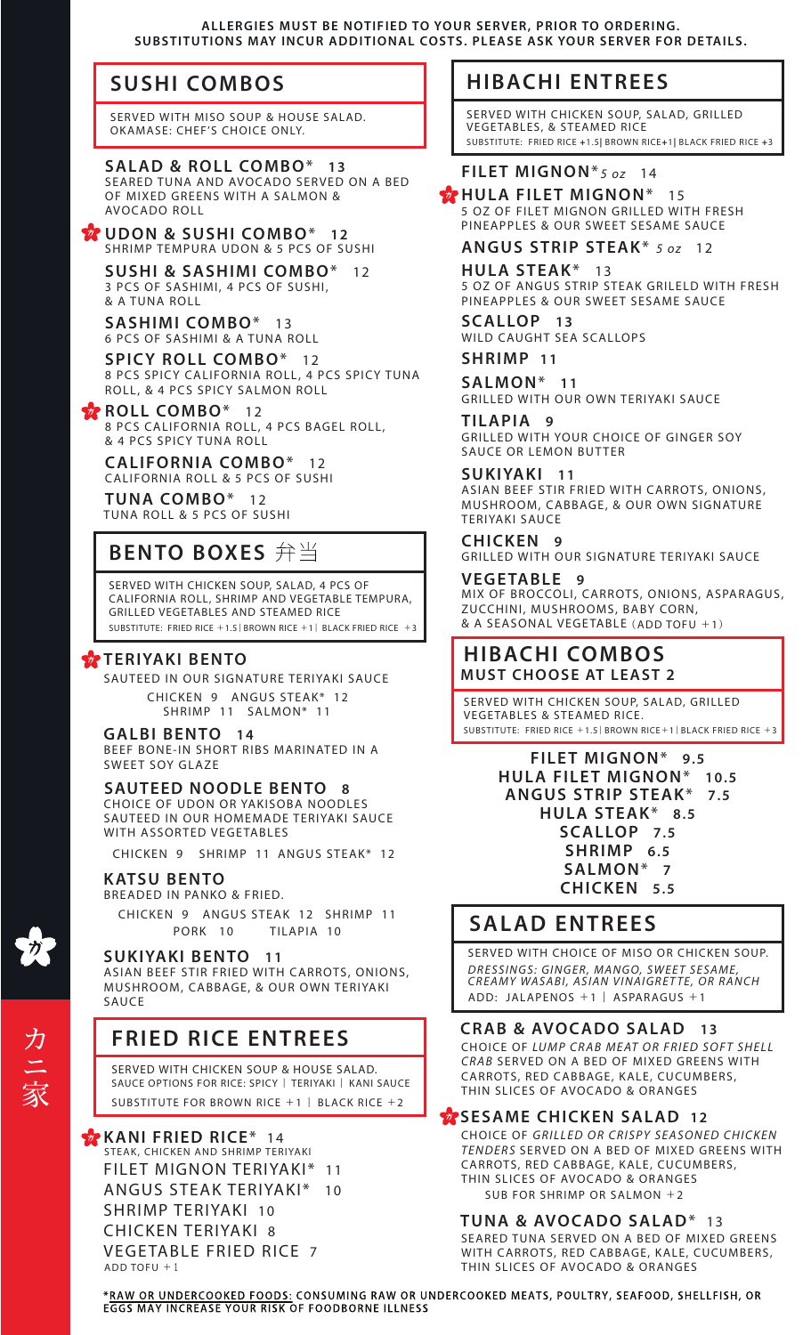**ALLERGIES MUST BE NOTIFIED TO YOUR SERVER, PRIOR TO ORDERING.**
**SUBSTITUTIONS MAY INCUR ADDITIONAL COSTS. PLEASE ASK YOUR SERVER FOR DETAILS.**

## SUSHI COMBOS

SERVED WITH MISO SOUP & HOUSE SALAD.
OKAMASE: CHEF'S CHOICE ONLY.

**SALAD & ROLL COMBO* 13**
SEARED TUNA AND AVOCADO SERVED ON A BED OF MIXED GREENS WITH A SALMON & AVOCADO ROLL

**UDON & SUSHI COMBO* 12**
SHRIMP TEMPURA UDON & 5 PCS OF SUSHI

**SUSHI & SASHIMI COMBO* 12**
3 PCS OF SASHIMI, 4 PCS OF SUSHI, & A TUNA ROLL

**SASHIMI COMBO* 13**
6 PCS OF SASHIMI & A TUNA ROLL

**SPICY ROLL COMBO* 12**
8 PCS SPICY CALIFORNIA ROLL, 4 PCS SPICY TUNA ROLL, & 4 PCS SPICY SALMON ROLL

**ROLL COMBO* 12**
8 PCS CALIFORNIA ROLL, 4 PCS BAGEL ROLL, & 4 PCS SPICY TUNA ROLL

**CALIFORNIA COMBO* 12**
CALIFORNIA ROLL & 5 PCS OF SUSHI

**TUNA COMBO* 12**
TUNA ROLL & 5 PCS OF SUSHI

## BENTO BOXES 弁当

SERVED WITH CHICKEN SOUP, SALAD, 4 PCS OF CALIFORNIA ROLL, SHRIMP AND VEGETABLE TEMPURA, GRILLED VEGETABLES AND STEAMED RICE
SUBSTITUTE: FRIED RICE +1.5 | BROWN RICE +1 | BLACK FRIED RICE +3

**TERIYAKI BENTO**
SAUTEED IN OUR SIGNATURE TERIYAKI SAUCE
CHICKEN 9 ANGUS STEAK* 12
SHRIMP 11 SALMON* 11

**GALBI BENTO 14**
BEEF BONE-IN SHORT RIBS MARINATED IN A SWEET SOY GLAZE

**SAUTEED NOODLE BENTO 8**
CHOICE OF UDON OR YAKISOBA NOODLES SAUTEED IN OUR HOMEMADE TERIYAKI SAUCE WITH ASSORTED VEGETABLES
CHICKEN 9 SHRIMP 11 ANGUS STEAK* 12

**KATSU BENTO**
BREADED IN PANKO & FRIED.
CHICKEN 9 ANGUS STEAK 12 SHRIMP 11
PORK 10 TILAPIA 10

**SUKIYAKI BENTO 11**
ASIAN BEEF STIR FRIED WITH CARROTS, ONIONS, MUSHROOM, CABBAGE, & OUR OWN TERIYAKI SAUCE

## FRIED RICE ENTREES

SERVED WITH CHICKEN SOUP & HOUSE SALAD.
SAUCE OPTIONS FOR RICE: SPICY | TERIYAKI | KANI SAUCE
SUBSTITUTE FOR BROWN RICE +1 | BLACK RICE +2

**KANI FRIED RICE* 14**
STEAK, CHICKEN AND SHRIMP TERIYAKI
FILET MIGNON TERIYAKI* 11
ANGUS STEAK TERIYAKI* 10
SHRIMP TERIYAKI 10
CHICKEN TERIYAKI 8
VEGETABLE FRIED RICE 7
ADD TOFU +1

## HIBACHI ENTREES

SERVED WITH CHICKEN SOUP, SALAD, GRILLED VEGETABLES, & STEAMED RICE
SUBSTITUTE: FRIED RICE +1.5 | BROWN RICE+1 | BLACK FRIED RICE +3

**FILET MIGNON*** *5 oz* 14

**HULA FILET MIGNON* 15**
5 OZ OF FILET MIGNON GRILLED WITH FRESH PINEAPPLES & OUR SWEET SESAME SAUCE

**ANGUS STRIP STEAK*** *5 oz* 12

**HULA STEAK* 13**
5 OZ OF ANGUS STRIP STEAK GRILELD WITH FRESH PINEAPPLES & OUR SWEET SESAME SAUCE

**SCALLOP 13**
WILD CAUGHT SEA SCALLOPS

**SHRIMP 11**

**SALMON* 11**
GRILLED WITH OUR OWN TERIYAKI SAUCE

**TILAPIA 9**
GRILLED WITH YOUR CHOICE OF GINGER SOY SAUCE OR LEMON BUTTER

**SUKIYAKI 11**
ASIAN BEEF STIR FRIED WITH CARROTS, ONIONS, MUSHROOM, CABBAGE, & OUR OWN SIGNATURE TERIYAKI SAUCE

**CHICKEN 9**
GRILLED WITH OUR SIGNATURE TERIYAKI SAUCE

**VEGETABLE 9**
MIX OF BROCCOLI, CARROTS, ONIONS, ASPARAGUS, ZUCCHINI, MUSHROOMS, BABY CORN, & A SEASONAL VEGETABLE (ADD TOFU +1)

## HIBACHI COMBOS
### MUST CHOOSE AT LEAST 2

SERVED WITH CHICKEN SOUP, SALAD, GRILLED VEGETABLES & STEAMED RICE.
SUBSTITUTE: FRIED RICE +1.5 | BROWN RICE+1 | BLACK FRIED RICE +3

**FILET MIGNON* 9.5**
**HULA FILET MIGNON* 10.5**
**ANGUS STRIP STEAK* 7.5**
**HULA STEAK* 8.5**
**SCALLOP 7.5**
**SHRIMP 6.5**
**SALMON* 7**
**CHICKEN 5.5**

## SALAD ENTREES

SERVED WITH CHOICE OF MISO OR CHICKEN SOUP.
*DRESSINGS: GINGER, MANGO, SWEET SESAME, CREAMY WASABI, ASIAN VINAIGRETTE, OR RANCH*
ADD: JALAPENOS +1 | ASPARAGUS +1

**CRAB & AVOCADO SALAD 13**
CHOICE OF *LUMP CRAB MEAT OR FRIED SOFT SHELL CRAB* SERVED ON A BED OF MIXED GREENS WITH CARROTS, RED CABBAGE, KALE, CUCUMBERS, THIN SLICES OF AVOCADO & ORANGES

**SESAME CHICKEN SALAD 12**
CHOICE OF *GRILLED OR CRISPY SEASONED CHICKEN TENDERS* SERVED ON A BED OF MIXED GREENS WITH CARROTS, RED CABBAGE, KALE, CUCUMBERS, THIN SLICES OF AVOCADO & ORANGES
SUB FOR SHRIMP OR SALMON +2

**TUNA & AVOCADO SALAD* 13**
SEARED TUNA SERVED ON A BED OF MIXED GREENS WITH CARROTS, RED CABBAGE, KALE, CUCUMBERS, THIN SLICES OF AVOCADO & ORANGES

カニ家

*RAW OR UNDERCOOKED FOODS: CONSUMING RAW OR UNDERCOOKED MEATS, POULTRY, SEAFOOD, SHELLFISH, OR EGGS MAY INCREASE YOUR RISK OF FOODBORNE ILLNESS